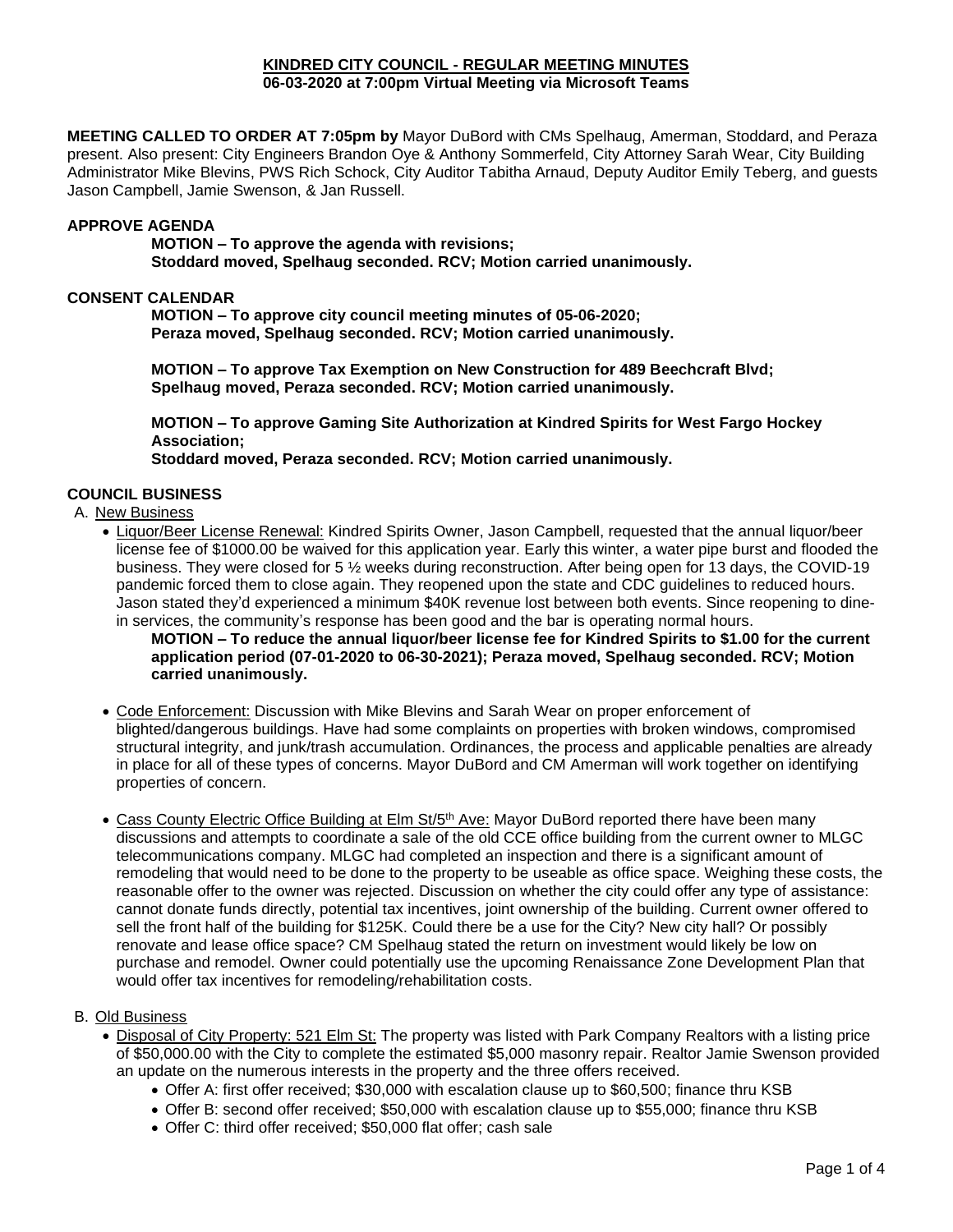**KINDRED CITY COUNCIL - REGULAR MEETING MINUTES**
**06-03-2020 at 7:00pm Virtual Meeting via Microsoft Teams**

**MEETING CALLED TO ORDER AT 7:05pm by** Mayor DuBord with CMs Spelhaug, Amerman, Stoddard, and Peraza present. Also present: City Engineers Brandon Oye & Anthony Sommerfeld, City Attorney Sarah Wear, City Building Administrator Mike Blevins, PWS Rich Schock, City Auditor Tabitha Arnaud, Deputy Auditor Emily Teberg, and guests Jason Campbell, Jamie Swenson, & Jan Russell.

**APPROVE AGENDA**

**MOTION – To approve the agenda with revisions;**
**Stoddard moved, Spelhaug seconded. RCV; Motion carried unanimously.**

**CONSENT CALENDAR**

**MOTION – To approve city council meeting minutes of 05-06-2020;**
**Peraza moved, Spelhaug seconded. RCV; Motion carried unanimously.**

**MOTION – To approve Tax Exemption on New Construction for 489 Beechcraft Blvd;**
**Spelhaug moved, Peraza seconded. RCV; Motion carried unanimously.**

**MOTION – To approve Gaming Site Authorization at Kindred Spirits for West Fargo Hockey Association;**
**Stoddard moved, Peraza seconded. RCV; Motion carried unanimously.**

**COUNCIL BUSINESS**

A. New Business

- Liquor/Beer License Renewal: Kindred Spirits Owner, Jason Campbell, requested that the annual liquor/beer license fee of $1000.00 be waived for this application year. Early this winter, a water pipe burst and flooded the business. They were closed for 5 ½ weeks during reconstruction. After being open for 13 days, the COVID-19 pandemic forced them to close again. They reopened upon the state and CDC guidelines to reduced hours. Jason stated they'd experienced a minimum $40K revenue lost between both events. Since reopening to dine-in services, the community's response has been good and the bar is operating normal hours.

  **MOTION – To reduce the annual liquor/beer license fee for Kindred Spirits to $1.00 for the current application period (07-01-2020 to 06-30-2021); Peraza moved, Spelhaug seconded. RCV; Motion carried unanimously.**

- Code Enforcement: Discussion with Mike Blevins and Sarah Wear on proper enforcement of blighted/dangerous buildings. Have had some complaints on properties with broken windows, compromised structural integrity, and junk/trash accumulation. Ordinances, the process and applicable penalties are already in place for all of these types of concerns. Mayor DuBord and CM Amerman will work together on identifying properties of concern.

- Cass County Electric Office Building at Elm St/5th Ave: Mayor DuBord reported there have been many discussions and attempts to coordinate a sale of the old CCE office building from the current owner to MLGC telecommunications company. MLGC had completed an inspection and there is a significant amount of remodeling that would need to be done to the property to be useable as office space. Weighing these costs, the reasonable offer to the owner was rejected. Discussion on whether the city could offer any type of assistance: cannot donate funds directly, potential tax incentives, joint ownership of the building. Current owner offered to sell the front half of the building for $125K. Could there be a use for the City? New city hall? Or possibly renovate and lease office space? CM Spelhaug stated the return on investment would likely be low on purchase and remodel. Owner could potentially use the upcoming Renaissance Zone Development Plan that would offer tax incentives for remodeling/rehabilitation costs.

B. Old Business

- Disposal of City Property: 521 Elm St: The property was listed with Park Company Realtors with a listing price of $50,000.00 with the City to complete the estimated $5,000 masonry repair. Realtor Jamie Swenson provided an update on the numerous interests in the property and the three offers received.
  - Offer A: first offer received; $30,000 with escalation clause up to $60,500; finance thru KSB
  - Offer B: second offer received; $50,000 with escalation clause up to $55,000; finance thru KSB
  - Offer C: third offer received; $50,000 flat offer; cash sale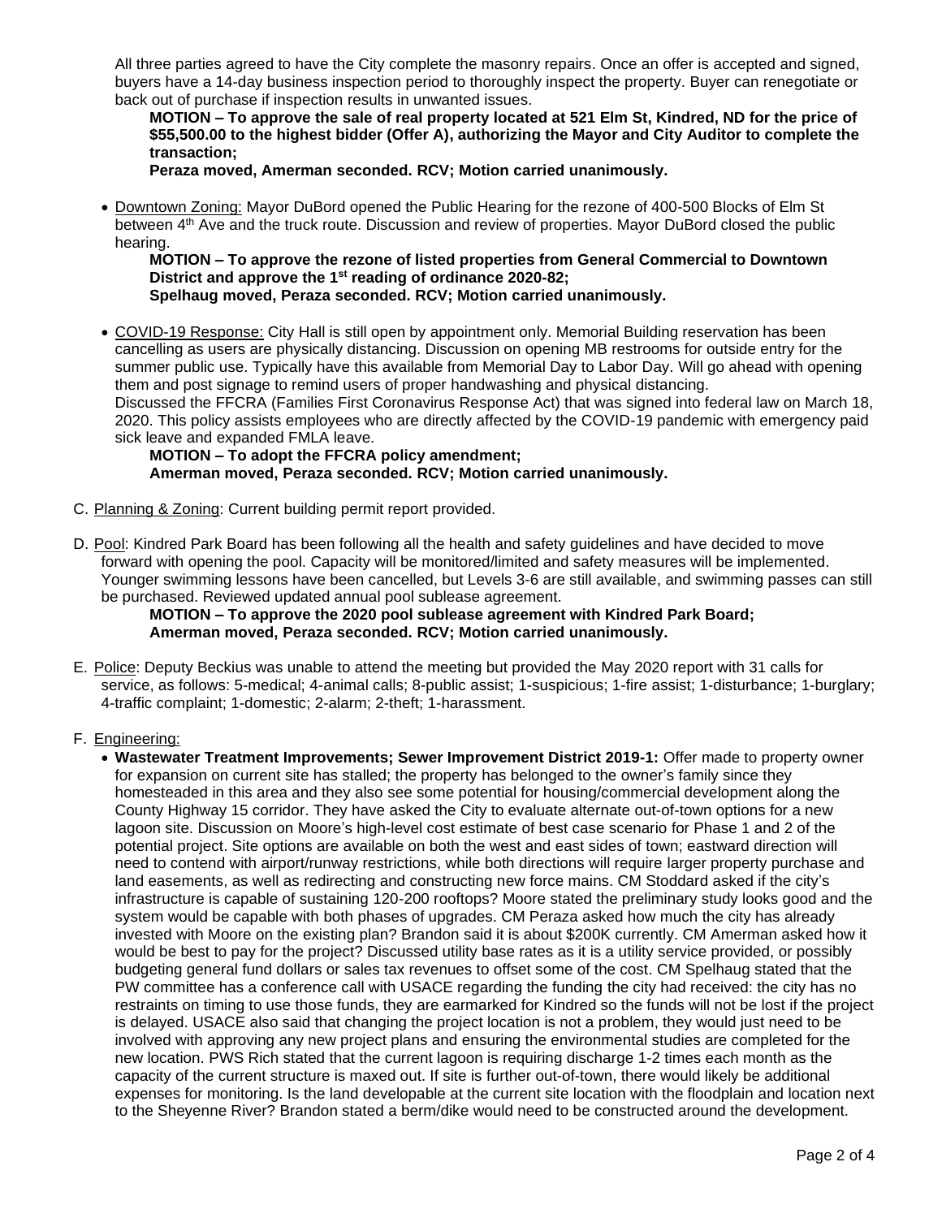All three parties agreed to have the City complete the masonry repairs. Once an offer is accepted and signed, buyers have a 14-day business inspection period to thoroughly inspect the property. Buyer can renegotiate or back out of purchase if inspection results in unwanted issues.

**MOTION – To approve the sale of real property located at 521 Elm St, Kindred, ND for the price of $55,500.00 to the highest bidder (Offer A), authorizing the Mayor and City Auditor to complete the transaction;**
**Peraza moved, Amerman seconded. RCV; Motion carried unanimously.**

- Downtown Zoning: Mayor DuBord opened the Public Hearing for the rezone of 400-500 Blocks of Elm St between 4th Ave and the truck route. Discussion and review of properties. Mayor DuBord closed the public hearing.

  **MOTION – To approve the rezone of listed properties from General Commercial to Downtown District and approve the 1st reading of ordinance 2020-82;**
  **Spelhaug moved, Peraza seconded. RCV; Motion carried unanimously.**

- COVID-19 Response: City Hall is still open by appointment only. Memorial Building reservation has been cancelling as users are physically distancing. Discussion on opening MB restrooms for outside entry for the summer public use. Typically have this available from Memorial Day to Labor Day. Will go ahead with opening them and post signage to remind users of proper handwashing and physical distancing.
  Discussed the FFCRA (Families First Coronavirus Response Act) that was signed into federal law on March 18, 2020. This policy assists employees who are directly affected by the COVID-19 pandemic with emergency paid sick leave and expanded FMLA leave.

  **MOTION – To adopt the FFCRA policy amendment;**
  **Amerman moved, Peraza seconded. RCV; Motion carried unanimously.**

C. Planning & Zoning: Current building permit report provided.

D. Pool: Kindred Park Board has been following all the health and safety guidelines and have decided to move forward with opening the pool. Capacity will be monitored/limited and safety measures will be implemented. Younger swimming lessons have been cancelled, but Levels 3-6 are still available, and swimming passes can still be purchased. Reviewed updated annual pool sublease agreement.

**MOTION – To approve the 2020 pool sublease agreement with Kindred Park Board;**
**Amerman moved, Peraza seconded. RCV; Motion carried unanimously.**

E. Police: Deputy Beckius was unable to attend the meeting but provided the May 2020 report with 31 calls for service, as follows: 5-medical; 4-animal calls; 8-public assist; 1-suspicious; 1-fire assist; 1-disturbance; 1-burglary; 4-traffic complaint; 1-domestic; 2-alarm; 2-theft; 1-harassment.

F. Engineering:

- **Wastewater Treatment Improvements; Sewer Improvement District 2019-1:** Offer made to property owner for expansion on current site has stalled; the property has belonged to the owner's family since they homesteaded in this area and they also see some potential for housing/commercial development along the County Highway 15 corridor. They have asked the City to evaluate alternate out-of-town options for a new lagoon site. Discussion on Moore's high-level cost estimate of best case scenario for Phase 1 and 2 of the potential project. Site options are available on both the west and east sides of town; eastward direction will need to contend with airport/runway restrictions, while both directions will require larger property purchase and land easements, as well as redirecting and constructing new force mains. CM Stoddard asked if the city's infrastructure is capable of sustaining 120-200 rooftops? Moore stated the preliminary study looks good and the system would be capable with both phases of upgrades. CM Peraza asked how much the city has already invested with Moore on the existing plan? Brandon said it is about $200K currently. CM Amerman asked how it would be best to pay for the project? Discussed utility base rates as it is a utility service provided, or possibly budgeting general fund dollars or sales tax revenues to offset some of the cost. CM Spelhaug stated that the PW committee has a conference call with USACE regarding the funding the city had received: the city has no restraints on timing to use those funds, they are earmarked for Kindred so the funds will not be lost if the project is delayed. USACE also said that changing the project location is not a problem, they would just need to be involved with approving any new project plans and ensuring the environmental studies are completed for the new location. PWS Rich stated that the current lagoon is requiring discharge 1-2 times each month as the capacity of the current structure is maxed out. If site is further out-of-town, there would likely be additional expenses for monitoring. Is the land developable at the current site location with the floodplain and location next to the Sheyenne River? Brandon stated a berm/dike would need to be constructed around the development.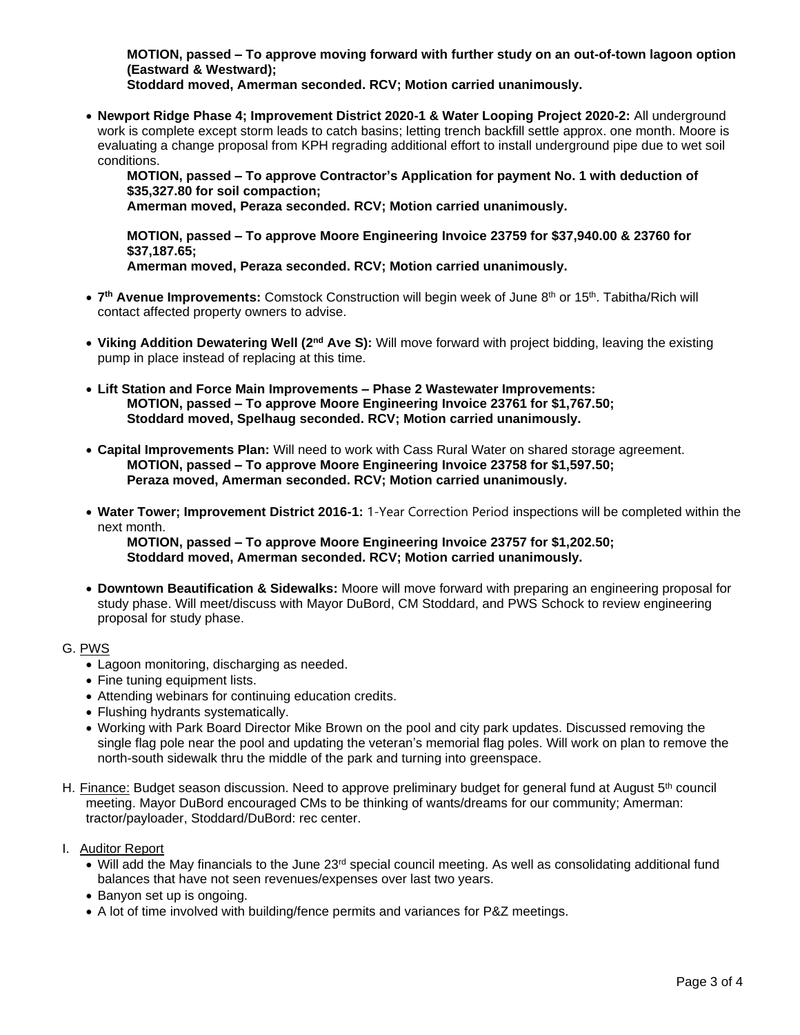**MOTION, passed – To approve moving forward with further study on an out-of-town lagoon option (Eastward & Westward);**
**Stoddard moved, Amerman seconded. RCV; Motion carried unanimously.**

- **Newport Ridge Phase 4; Improvement District 2020-1 & Water Looping Project 2020-2:** All underground work is complete except storm leads to catch basins; letting trench backfill settle approx. one month. Moore is evaluating a change proposal from KPH regrading additional effort to install underground pipe due to wet soil conditions.

  **MOTION, passed – To approve Contractor's Application for payment No. 1 with deduction of $35,327.80 for soil compaction;**
  **Amerman moved, Peraza seconded. RCV; Motion carried unanimously.**

  **MOTION, passed – To approve Moore Engineering Invoice 23759 for $37,940.00 & 23760 for $37,187.65;**
  **Amerman moved, Peraza seconded. RCV; Motion carried unanimously.**

- **7th Avenue Improvements:** Comstock Construction will begin week of June 8th or 15th. Tabitha/Rich will contact affected property owners to advise.

- **Viking Addition Dewatering Well (2nd Ave S):** Will move forward with project bidding, leaving the existing pump in place instead of replacing at this time.

- **Lift Station and Force Main Improvements – Phase 2 Wastewater Improvements:**
  **MOTION, passed – To approve Moore Engineering Invoice 23761 for $1,767.50;**
  **Stoddard moved, Spelhaug seconded. RCV; Motion carried unanimously.**

- **Capital Improvements Plan:** Will need to work with Cass Rural Water on shared storage agreement.
  **MOTION, passed – To approve Moore Engineering Invoice 23758 for $1,597.50;**
  **Peraza moved, Amerman seconded. RCV; Motion carried unanimously.**

- **Water Tower; Improvement District 2016-1:** 1-Year Correction Period inspections will be completed within the next month.
  **MOTION, passed – To approve Moore Engineering Invoice 23757 for $1,202.50;**
  **Stoddard moved, Amerman seconded. RCV; Motion carried unanimously.**

- **Downtown Beautification & Sidewalks:** Moore will move forward with preparing an engineering proposal for study phase. Will meet/discuss with Mayor DuBord, CM Stoddard, and PWS Schock to review engineering proposal for study phase.

G. PWS

- Lagoon monitoring, discharging as needed.
- Fine tuning equipment lists.
- Attending webinars for continuing education credits.
- Flushing hydrants systematically.
- Working with Park Board Director Mike Brown on the pool and city park updates. Discussed removing the single flag pole near the pool and updating the veteran's memorial flag poles. Will work on plan to remove the north-south sidewalk thru the middle of the park and turning into greenspace.

H. Finance: Budget season discussion. Need to approve preliminary budget for general fund at August 5th council meeting. Mayor DuBord encouraged CMs to be thinking of wants/dreams for our community; Amerman: tractor/payloader, Stoddard/DuBord: rec center.

I. Auditor Report

- Will add the May financials to the June 23rd special council meeting. As well as consolidating additional fund balances that have not seen revenues/expenses over last two years.
- Banyon set up is ongoing.
- A lot of time involved with building/fence permits and variances for P&Z meetings.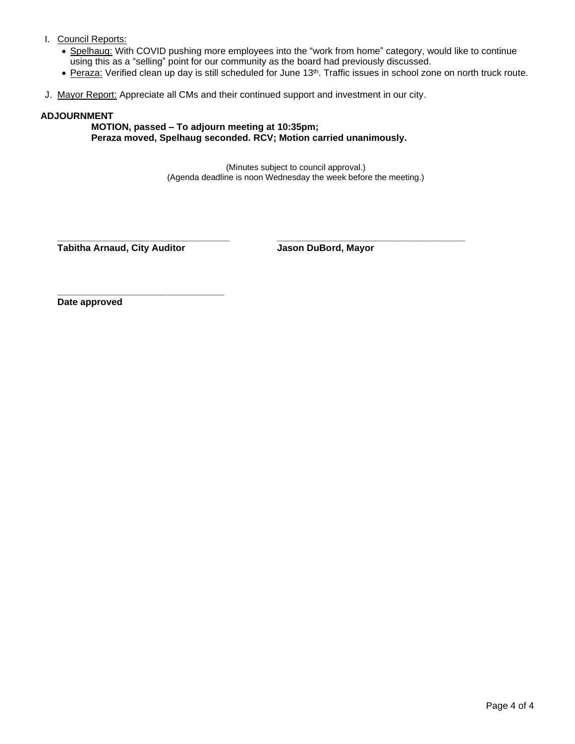I. Council Reports:
   - Spelhaug: With COVID pushing more employees into the "work from home" category, would like to continue using this as a "selling" point for our community as the board had previously discussed.
   - Peraza: Verified clean up day is still scheduled for June 13th. Traffic issues in school zone on north truck route.

J. Mayor Report: Appreciate all CMs and their continued support and investment in our city.

**ADJOURNMENT**

**MOTION, passed – To adjourn meeting at 10:35pm;**
**Peraza moved, Spelhaug seconded. RCV; Motion carried unanimously.**

(Minutes subject to council approval.)
(Agenda deadline is noon Wednesday the week before the meeting.)

\_\_\_\_\_\_\_\_\_\_\_\_\_\_\_\_\_\_\_\_\_\_\_\_\_\_\_\_\_\_\_\_\_\_
**Tabitha Arnaud, City Auditor**

\_\_\_\_\_\_\_\_\_\_\_\_\_\_\_\_\_\_\_\_\_\_\_\_\_\_\_\_\_\_\_\_\_\_
**Jason DuBord, Mayor**

\_\_\_\_\_\_\_\_\_\_\_\_\_\_\_\_\_\_\_\_\_\_\_\_\_\_\_\_\_\_\_\_\_\_
**Date approved**